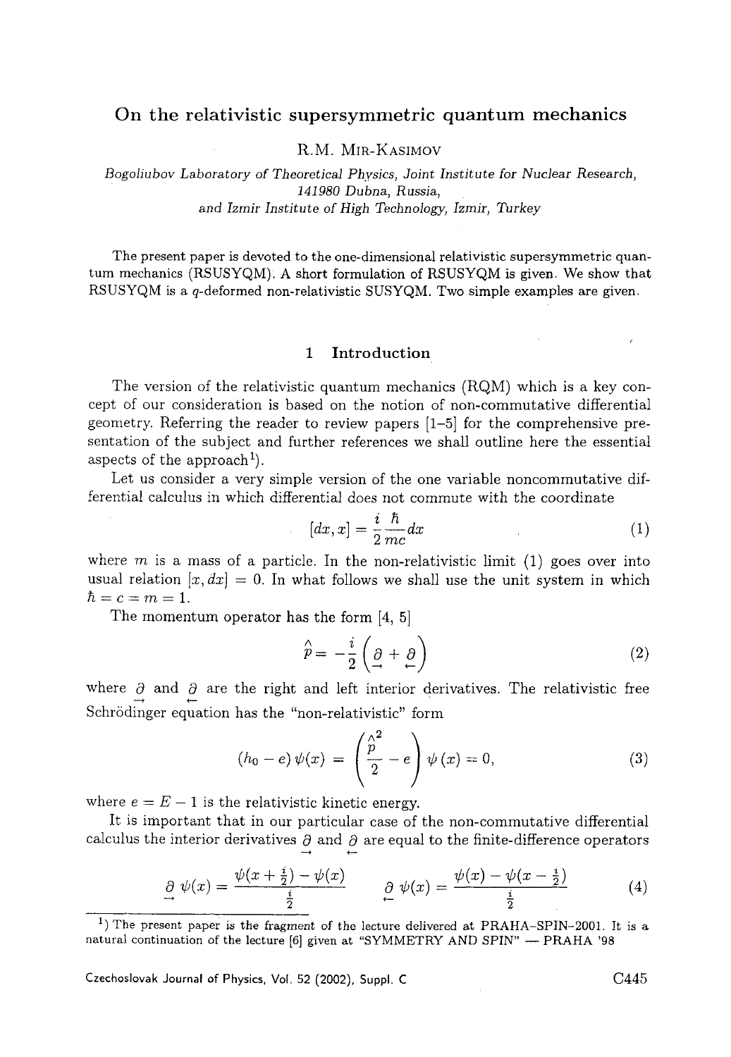# On the relativistic supersymmetric quantum mechanics

R.M. Mir-Kasimov

*Bogoliubov Laboratory of Theoretical Physics, Joint Institute for Nuclear Research, 141980 Dubna, Russia, and Izmir Institute of High Technology, Izmir, Turkey*

The present paper is devoted to the one-dimensional relativistic supersymmetric quantum mechanics (RSUSYQM). A short formulation of RSUSYQM is given. We show that RSUSYQM is a $q$-deformed non-relativistic SUSYQM. Two simple examples are given.

## 1 Introduction

The version of the relativistic quantum mechanics (RQM) which is a key concept of our consideration is based on the notion of non-commutative differential geometry. Referring the reader to review papers [1–5] for the comprehensive presentation of the subject and further references we shall outline here the essential aspects of the approach[1]).

Let us consider a very simple version of the one variable noncommutative differential calculus in which differential does not commute with the coordinate

$$[dx, x] = \frac{i}{2}\frac{\hbar}{mc}dx \tag{1}$$

where $m$ is a mass of a particle. In the non-relativistic limit (1) goes over into usual relation $[x, dx] = 0$. In what follows we shall use the unit system in which $\hbar = c = m = 1$.

The momentum operator has the form [4, 5]

$$\overset{\wedge}{p} = -\frac{i}{2}\left(\underset{\rightarrow}{\partial} + \underset{\leftarrow}{\partial}\right) \tag{2}$$

where $\underset{\rightarrow}{\partial}$ and $\underset{\leftarrow}{\partial}$ are the right and left interior derivatives. The relativistic free Schrödinger equation has the "non-relativistic" form

$$(h_0 - e)\,\psi(x) = \left(\frac{\overset{\wedge}{p}^2}{2} - e\right)\psi(x) = 0, \tag{3}$$

where $e = E - 1$ is the relativistic kinetic energy.

It is important that in our particular case of the non-commutative differential calculus the interior derivatives $\underset{\rightarrow}{\partial}$ and $\underset{\leftarrow}{\partial}$ are equal to the finite-difference operators

$$\underset{\rightarrow}{\partial}\,\psi(x) = \frac{\psi(x + \frac{i}{2}) - \psi(x)}{\frac{i}{2}} \qquad \underset{\leftarrow}{\partial}\,\psi(x) = \frac{\psi(x) - \psi(x - \frac{i}{2})}{\frac{i}{2}} \tag{4}$$

---

1) The present paper is the fragment of the lecture delivered at PRAHA-SPIN-2001. It is a natural continuation of the lecture [6] given at "SYMMETRY AND SPIN" — PRAHA '98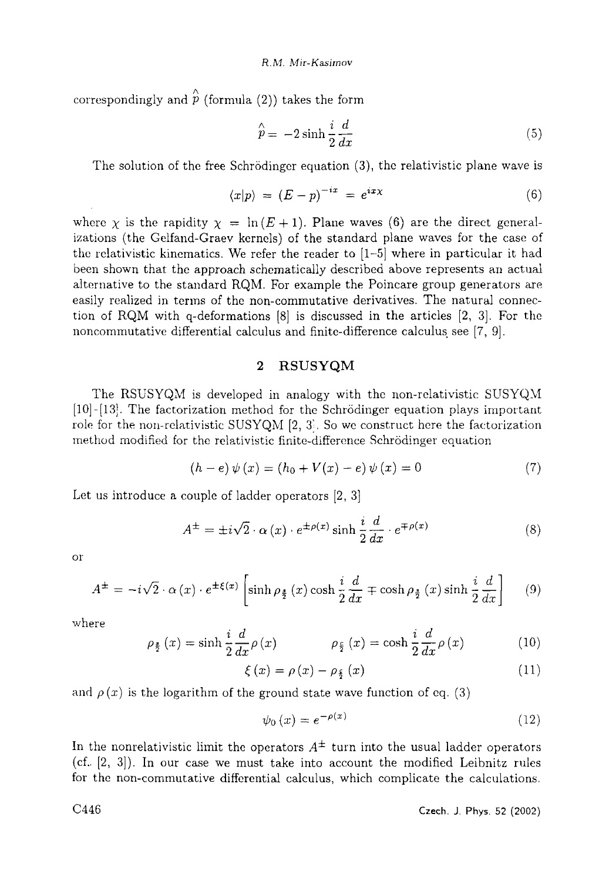correspondingly and $\overset{\wedge}{p}$ (formula (2)) takes the form

$$\overset{\wedge}{p} = -2\sinh\frac{i}{2}\frac{d}{dx} \tag{5}$$

The solution of the free Schrödinger equation (3), the relativistic plane wave is

$$\langle x|p\rangle = (E-p)^{-ix} = e^{ix\chi} \tag{6}$$

where $\chi$ is the rapidity $\chi = \ln(E+1)$. Plane waves (6) are the direct generalizations (the Gelfand-Graev kernels) of the standard plane waves for the case of the relativistic kinematics. We refer the reader to [1–5] where in particular it had been shown that the approach schematically described above represents an actual alternative to the standard RQM. For example the Poincare group generators are easily realized in terms of the non-commutative derivatives. The natural connection of RQM with q-deformations [8] is discussed in the articles [2, 3]. For the noncommutative differential calculus and finite-difference calculus see [7, 9].

## 2 RSUSYQM

The RSUSYQM is developed in analogy with the non-relativistic SUSYQM [10]–[13]. The factorization method for the Schrödinger equation plays important role for the non-relativistic SUSYQM [2, 3]. So we construct here the factorization method modified for the relativistic finite-difference Schrödinger equation

$$(h-e)\,\psi(x) = (h_0 + V(x) - e)\,\psi(x) = 0 \tag{7}$$

Let us introduce a couple of ladder operators [2, 3]

$$A^{\pm} = \pm i\sqrt{2}\cdot\alpha(x)\cdot e^{\pm\rho(x)}\sinh\frac{i}{2}\frac{d}{dx}\cdot e^{\mp\rho(x)} \tag{8}$$

or

$$A^{\pm} = -i\sqrt{2}\cdot\alpha(x)\cdot e^{\pm\xi(x)}\left[\sinh\rho_{\frac{s}{2}}(x)\cosh\frac{i}{2}\frac{d}{dx} \mp \cosh\rho_{\frac{s}{2}}(x)\sinh\frac{i}{2}\frac{d}{dx}\right] \tag{9}$$

where

$$\rho_{\frac{s}{2}}(x) = \sinh\frac{i}{2}\frac{d}{dx}\rho(x) \qquad \rho_{\frac{c}{2}}(x) = \cosh\frac{i}{2}\frac{d}{dx}\rho(x) \tag{10}$$

$$\xi(x) = \rho(x) - \rho_{\frac{c}{2}}(x) \tag{11}$$

and $\rho(x)$ is the logarithm of the ground state wave function of eq. (3)

$$\psi_0(x) = e^{-\rho(x)} \tag{12}$$

In the nonrelativistic limit the operators $A^{\pm}$ turn into the usual ladder operators (cf. [2, 3]). In our case we must take into account the modified Leibnitz rules for the non-commutative differential calculus, which complicate the calculations.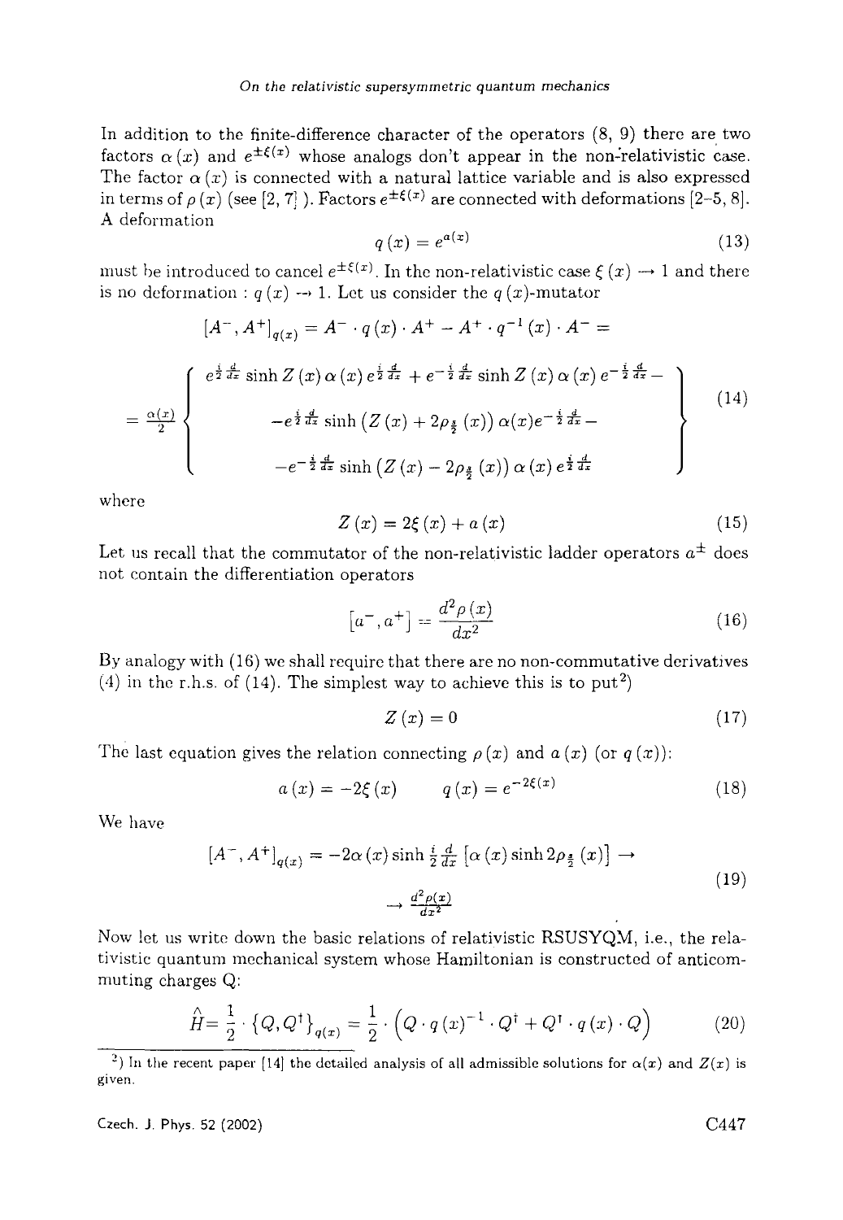In addition to the finite-difference character of the operators (8, 9) there are two factors $\alpha(x)$ and $e^{\pm\xi(x)}$ whose analogs don't appear in the non-relativistic case. The factor $\alpha(x)$ is connected with a natural lattice variable and is also expressed in terms of $\rho(x)$ (see [2, 7] ). Factors $e^{\pm\xi(x)}$ are connected with deformations [2–5, 8]. A deformation

$$q(x) = e^{a(x)} \tag{13}$$

must be introduced to cancel $e^{\pm\xi(x)}$. In the non-relativistic case $\xi(x) \to 1$ and there is no deformation : $q(x) \to 1$. Let us consider the $q(x)$-mutator

$$[A^-, A^+]_{q(x)} = A^- \cdot q(x) \cdot A^+ - A^+ \cdot q^{-1}(x) \cdot A^- =$$

$$= \frac{\alpha(x)}{2} \left\{ \begin{array}{c} e^{\frac{i}{2}\frac{d}{dx}} \sinh Z(x)\, \alpha(x)\, e^{\frac{i}{2}\frac{d}{dx}} + e^{-\frac{i}{2}\frac{d}{dx}} \sinh Z(x)\, \alpha(x)\, e^{-\frac{i}{2}\frac{d}{dx}} - \\ -e^{\frac{i}{2}\frac{d}{dx}} \sinh\left(Z(x) + 2\rho_{\frac{i}{2}}(x)\right) \alpha(x) e^{-\frac{i}{2}\frac{d}{dx}} - \\ -e^{-\frac{i}{2}\frac{d}{dx}} \sinh\left(Z(x) - 2\rho_{\frac{i}{2}}(x)\right) \alpha(x)\, e^{\frac{i}{2}\frac{d}{dx}} \end{array} \right\} \tag{14}$$

where

$$Z(x) = 2\xi(x) + a(x) \tag{15}$$

Let us recall that the commutator of the non-relativistic ladder operators $a^{\pm}$ does not contain the differentiation operators

$$\left[a^-, a^+\right] = \frac{d^2\rho(x)}{dx^2} \tag{16}$$

By analogy with (16) we shall require that there are no non-commutative derivatives (4) in the r.h.s. of (14). The simplest way to achieve this is to put[2])

$$Z(x) = 0 \tag{17}$$

The last equation gives the relation connecting $\rho(x)$ and $a(x)$ (or $q(x)$):

$$a(x) = -2\xi(x) \qquad q(x) = e^{-2\xi(x)} \tag{18}$$

We have

$$[A^-, A^+]_{q(x)} = -2\alpha(x) \sinh \frac{i}{2}\frac{d}{dx}\left[\alpha(x) \sinh 2\rho_{\frac{i}{2}}(x)\right] \to$$
$$\to \frac{d^2\rho(x)}{dx^2} \tag{19}$$

Now let us write down the basic relations of relativistic RSUSYQM, i.e., the relativistic quantum mechanical system whose Hamiltonian is constructed of anticommuting charges Q:

$$\hat{H} = \frac{1}{2} \cdot \left\{Q, Q^{\dagger}\right\}_{q(x)} = \frac{1}{2} \cdot \left(Q \cdot q(x)^{-1} \cdot Q^{\dagger} + Q^{\dagger} \cdot q(x) \cdot Q\right) \tag{20}$$

---

[2]) In the recent paper [14] the detailed analysis of all admissible solutions for $\alpha(x)$ and $Z(x)$ is given.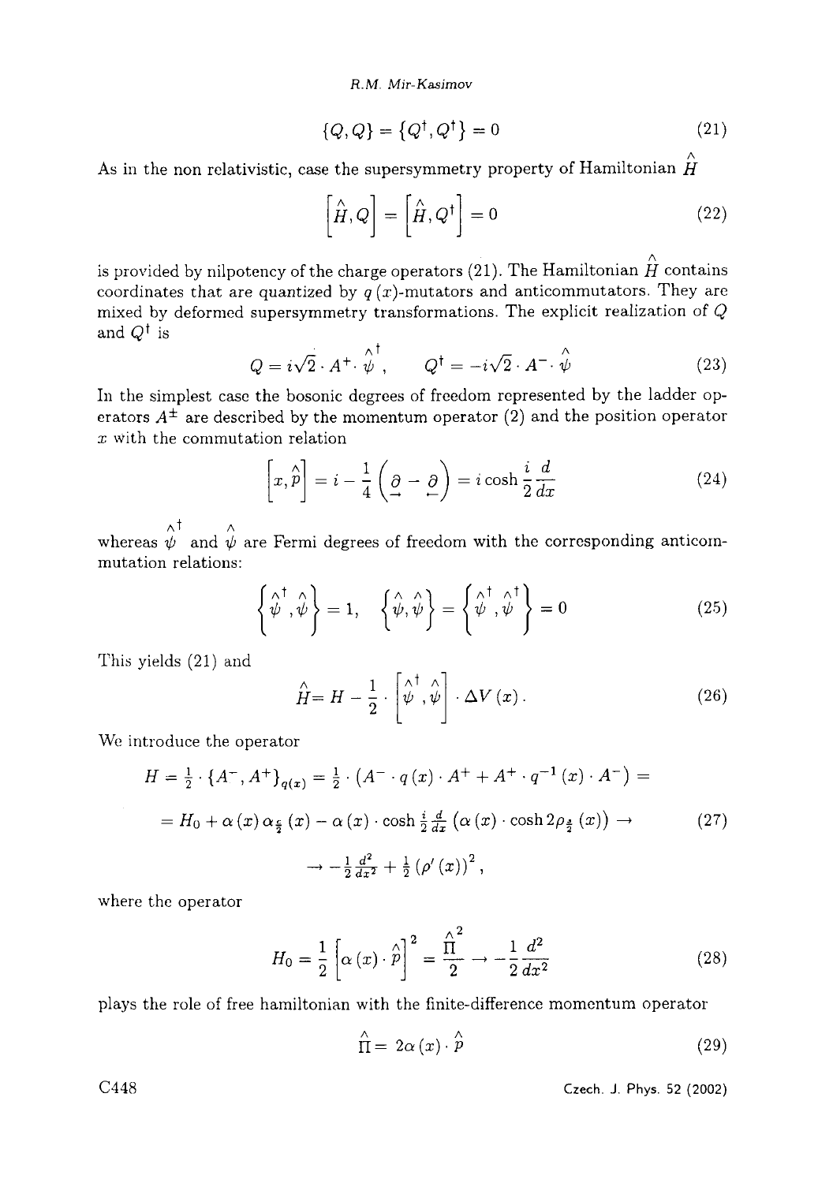$$\{Q, Q\} = \{Q^\dagger, Q^\dagger\} = 0 \tag{21}$$

As in the non relativistic, case the supersymmetry property of Hamiltonian $\overset{\wedge}{H}$

$$\left[\overset{\wedge}{H}, Q\right] = \left[\overset{\wedge}{H}, Q^\dagger\right] = 0 \tag{22}$$

is provided by nilpotency of the charge operators (21). The Hamiltonian $\overset{\wedge}{H}$ contains coordinates that are quantized by $q(x)$-mutators and anticommutators. They are mixed by deformed supersymmetry transformations. The explicit realization of $Q$ and $Q^\dagger$ is

$$Q = i\sqrt{2} \cdot A^+ \cdot \overset{\wedge}{\psi}{}^\dagger, \qquad Q^\dagger = -i\sqrt{2} \cdot A^- \cdot \overset{\wedge}{\psi} \tag{23}$$

In the simplest case the bosonic degrees of freedom represented by the ladder operators $A^\pm$ are described by the momentum operator (2) and the position operator $x$ with the commutation relation

$$\left[x, \overset{\wedge}{p}\right] = i - \frac{1}{4}\left(\underset{\rightarrow}{\partial} - \underset{\leftarrow}{\partial}\right) = i \cosh \frac{i}{2}\frac{d}{dx} \tag{24}$$

whereas $\overset{\wedge}{\psi}{}^\dagger$ and $\overset{\wedge}{\psi}$ are Fermi degrees of freedom with the corresponding anticommutation relations:

$$\left\{\overset{\wedge}{\psi}{}^\dagger, \overset{\wedge}{\psi}\right\} = 1, \quad \left\{\overset{\wedge}{\psi}, \overset{\wedge}{\psi}\right\} = \left\{\overset{\wedge}{\psi}{}^\dagger, \overset{\wedge}{\psi}{}^\dagger\right\} = 0 \tag{25}$$

This yields (21) and

$$\overset{\wedge}{H} = H - \frac{1}{2} \cdot \left[\overset{\wedge}{\psi}{}^\dagger, \overset{\wedge}{\psi}\right] \cdot \Delta V(x). \tag{26}$$

We introduce the operator

$$\begin{aligned} H &= \tfrac{1}{2} \cdot \{A^-, A^+\}_{q(x)} = \tfrac{1}{2} \cdot \left(A^- \cdot q(x) \cdot A^+ + A^+ \cdot q^{-1}(x) \cdot A^-\right) = \\ &= H_0 + \alpha(x)\, \alpha_{\frac{\xi}{2}}(x) - \alpha(x) \cdot \cosh \tfrac{i}{2}\tfrac{d}{dx}\left(\alpha(x) \cdot \cosh 2\rho_{\frac{\xi}{2}}(x)\right) \rightarrow \\ &\rightarrow -\tfrac{1}{2}\tfrac{d^2}{dx^2} + \tfrac{1}{2}\left(\rho'(x)\right)^2, \end{aligned} \tag{27}$$

where the operator

$$H_0 = \frac{1}{2}\left[\alpha(x) \cdot \overset{\wedge}{p}\right]^2 = \frac{\overset{\wedge}{\Pi}{}^2}{2} \rightarrow -\frac{1}{2}\frac{d^2}{dx^2} \tag{28}$$

plays the role of free hamiltonian with the finite-difference momentum operator

$$\overset{\wedge}{\Pi} = 2\alpha(x) \cdot \overset{\wedge}{p} \tag{29}$$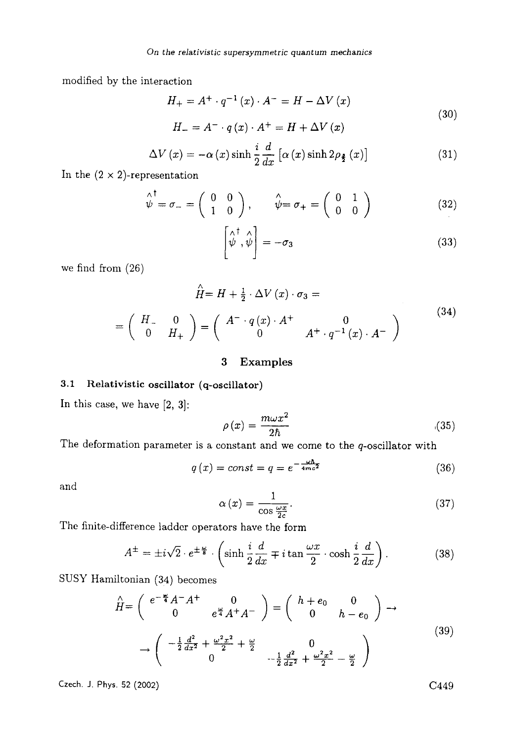modified by the interaction

$$
\begin{aligned}
H_+ &= A^+ \cdot q^{-1}(x) \cdot A^- = H - \Delta V(x) \\
H_- &= A^- \cdot q(x) \cdot A^+ = H + \Delta V(x)
\end{aligned}
\tag{30}
$$

$$
\Delta V(x) = -\alpha(x) \sinh \frac{i}{2} \frac{d}{dx} \left[ \alpha(x) \sinh 2\rho_{\frac{i}{2}}(x) \right] \tag{31}
$$

In the $(2 \times 2)$-representation

$$
\overset{\wedge}{\psi}{}^{\dagger} = \sigma_- = \begin{pmatrix} 0 & 0 \\ 1 & 0 \end{pmatrix}, \qquad \overset{\wedge}{\psi} = \sigma_+ = \begin{pmatrix} 0 & 1 \\ 0 & 0 \end{pmatrix} \tag{32}
$$

$$
\left[ \overset{\wedge}{\psi}{}^{\dagger}, \overset{\wedge}{\psi} \right] = -\sigma_3 \tag{33}
$$

we find from (26)

$$
\begin{aligned}
\overset{\wedge}{H} &= H + \tfrac{1}{2} \cdot \Delta V(x) \cdot \sigma_3 = \\
&= \begin{pmatrix} H_- & 0 \\ 0 & H_+ \end{pmatrix} = \begin{pmatrix} A^- \cdot q(x) \cdot A^+ & 0 \\ 0 & A^+ \cdot q^{-1}(x) \cdot A^- \end{pmatrix}
\end{aligned}
\tag{34}
$$

## 3 Examples

### 3.1 Relativistic oscillator (q-oscillator)

In this case, we have [2, 3]:

$$
\rho(x) = \frac{m\omega x^2}{2\hbar} \tag{35}
$$

The deformation parameter is a constant and we come to the $q$-oscillator with

$$
q(x) = const = q = e^{-\frac{\omega\hbar}{4mc^2}} \tag{36}
$$

and

$$
\alpha(x) = \frac{1}{\cos\frac{\omega x}{2c}}. \tag{37}
$$

The finite-difference ladder operators have the form

$$
A^{\pm} = \pm i\sqrt{2} \cdot e^{\pm\frac{\omega}{8}} \cdot \left( \sinh \frac{i}{2} \frac{d}{dx} \mp i \tan \frac{\omega x}{2} \cdot \cosh \frac{i}{2} \frac{d}{dx} \right). \tag{38}
$$

SUSY Hamiltonian (34) becomes

$$
\begin{aligned}
\overset{\wedge}{H} &= \begin{pmatrix} e^{-\frac{\omega}{4}} A^- A^+ & 0 \\ 0 & e^{\frac{\omega}{4}} A^+ A^- \end{pmatrix} = \begin{pmatrix} h + e_0 & 0 \\ 0 & h - e_0 \end{pmatrix} \to \\
&\to \begin{pmatrix} -\frac{1}{2}\frac{d^2}{dx^2} + \frac{\omega^2 x^2}{2} + \frac{\omega}{2} & 0 \\ 0 & -\frac{1}{2}\frac{d^2}{dx^2} + \frac{\omega^2 x^2}{2} - \frac{\omega}{2} \end{pmatrix}
\end{aligned}
\tag{39}
$$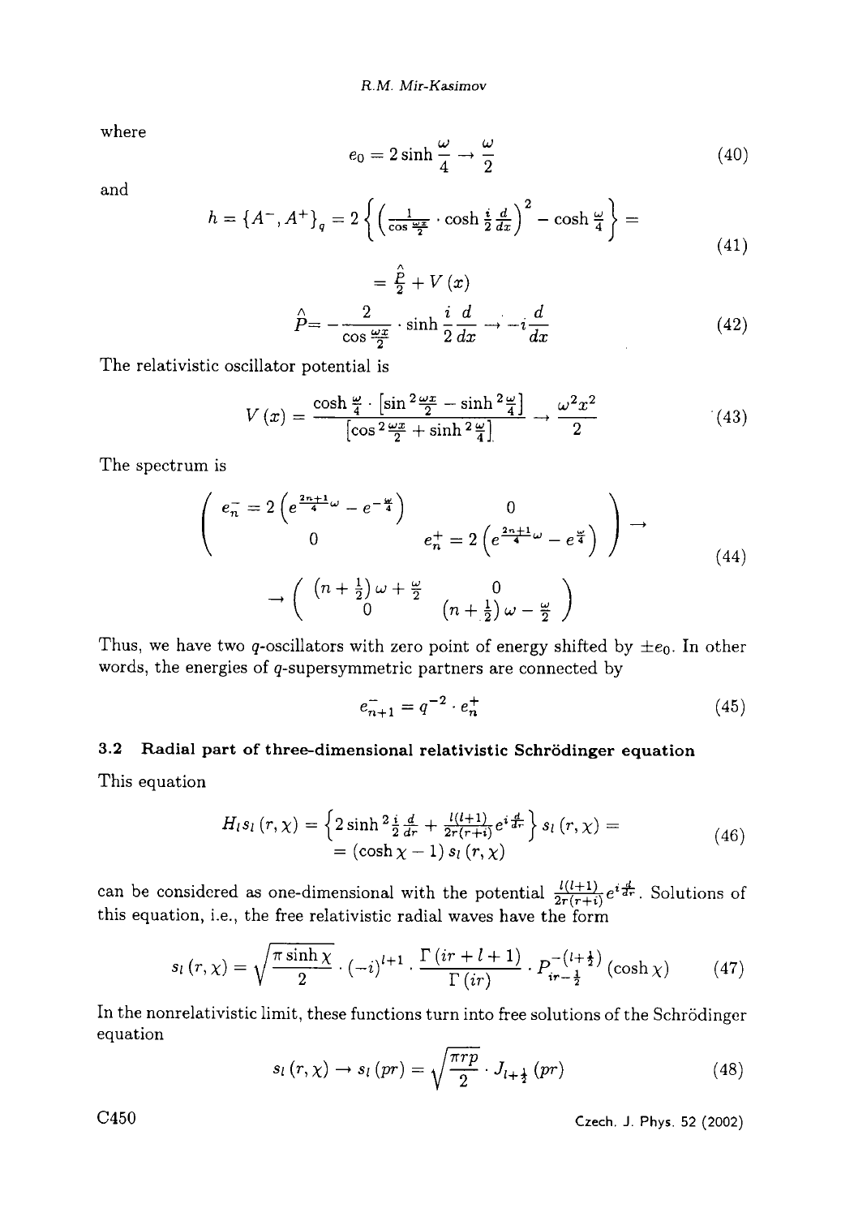where

$$e_0 = 2\sinh\frac{\omega}{4} \to \frac{\omega}{2} \tag{40}$$

and

$$\begin{aligned} h = \{A^-, A^+\}_q = 2\left\{\left(\frac{1}{\cos\frac{\omega x}{2}} \cdot \cosh\frac{i}{2}\frac{d}{dx}\right)^2 - \cosh\frac{\omega}{4}\right\} = \\ = \frac{\hat{P}}{2} + V(x) \end{aligned} \tag{41}$$

$$\hat{P} = -\frac{2}{\cos\frac{\omega x}{2}} \cdot \sinh\frac{i}{2}\frac{d}{dx} \to -i\frac{d}{dx} \tag{42}$$

The relativistic oscillator potential is

$$V(x) = \frac{\cosh\frac{\omega}{4} \cdot \left[\sin^2\frac{\omega x}{2} - \sinh^2\frac{\omega}{4}\right]}{\left[\cos^2\frac{\omega x}{2} + \sinh^2\frac{\omega}{4}\right]} \to \frac{\omega^2 x^2}{2} \tag{43}$$

The spectrum is

$$\begin{aligned} \begin{pmatrix} e_n^- = 2\left(e^{\frac{2n+1}{4}\omega} - e^{-\frac{\omega}{4}}\right) & 0 \\ 0 & e_n^+ = 2\left(e^{\frac{2n+1}{4}\omega} - e^{\frac{\omega}{4}}\right) \end{pmatrix} \to \\ \to \begin{pmatrix} \left(n + \frac{1}{2}\right)\omega + \frac{\omega}{2} & 0 \\ 0 & \left(n + \frac{1}{2}\right)\omega - \frac{\omega}{2} \end{pmatrix} \end{aligned} \tag{44}$$

Thus, we have two $q$-oscillators with zero point of energy shifted by $\pm e_0$. In other words, the energies of $q$-supersymmetric partners are connected by

$$e_{n+1}^- = q^{-2} \cdot e_n^+ \tag{45}$$

### 3.2 Radial part of three-dimensional relativistic Schrödinger equation

This equation

$$\begin{aligned} H_l s_l(r, \chi) = \left\{2\sinh^2\frac{i}{2}\frac{d}{dr} + \frac{l(l+1)}{2r(r+i)}e^{i\frac{d}{dr}}\right\} s_l(r, \chi) = \\ = (\cosh\chi - 1)\, s_l(r, \chi) \end{aligned} \tag{46}$$

can be considered as one-dimensional with the potential $\frac{l(l+1)}{2r(r+i)}e^{i\frac{d}{dr}}$. Solutions of this equation, i.e., the free relativistic radial waves have the form

$$s_l(r, \chi) = \sqrt{\frac{\pi\sinh\chi}{2}} \cdot (-i)^{l+1} \cdot \frac{\Gamma(ir + l + 1)}{\Gamma(ir)} \cdot P_{ir-\frac{1}{2}}^{-\left(l+\frac{1}{2}\right)}(\cosh\chi) \tag{47}$$

In the nonrelativistic limit, these functions turn into free solutions of the Schrödinger equation

$$s_l(r, \chi) \to s_l(pr) = \sqrt{\frac{\pi r p}{2}} \cdot J_{l+\frac{1}{2}}(pr) \tag{48}$$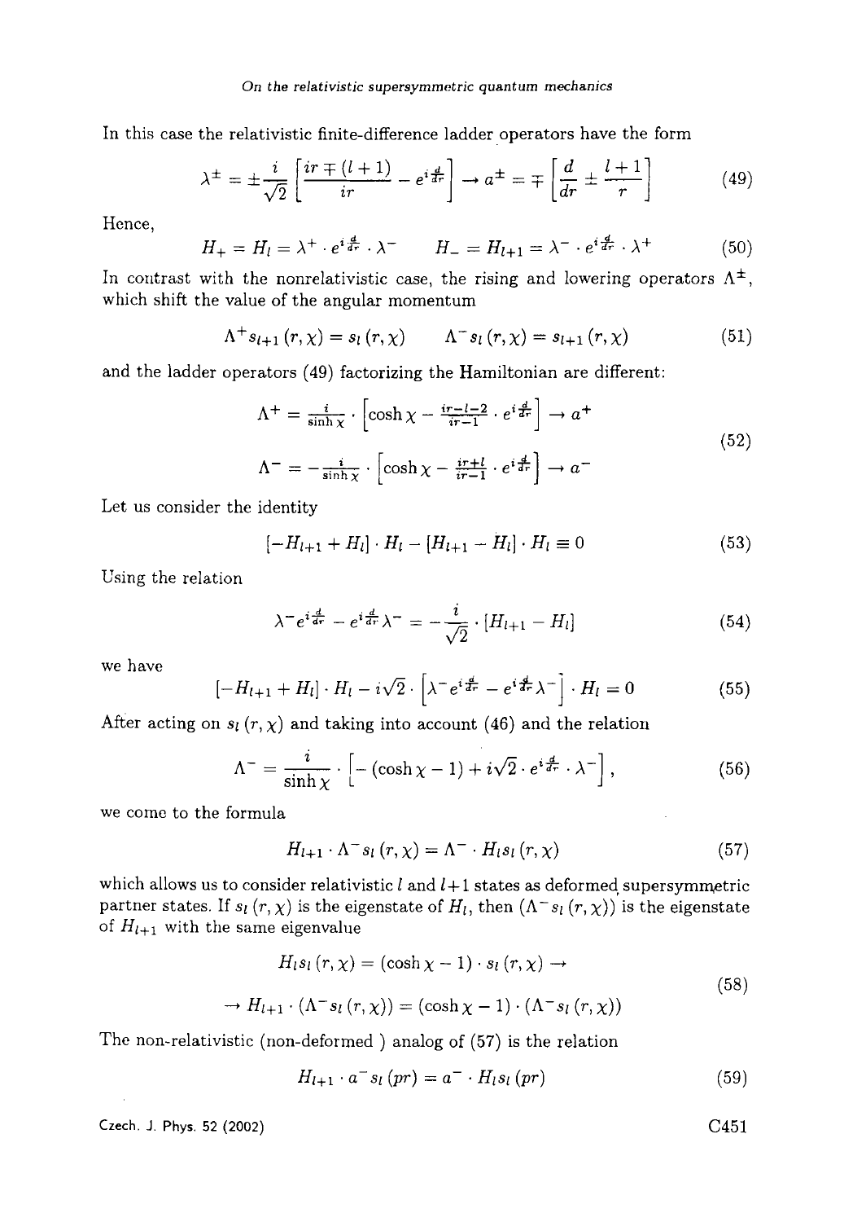In this case the relativistic finite-difference ladder operators have the form

$$\lambda^{\pm} = \pm\frac{i}{\sqrt{2}}\left[\frac{ir \mp (l+1)}{ir} - e^{i\frac{d}{dr}}\right] \rightarrow a^{\pm} = \mp\left[\frac{d}{dr} \pm \frac{l+1}{r}\right] \tag{49}$$

Hence,

$$H_{+} = H_{l} = \lambda^{+} \cdot e^{i\frac{d}{dr}} \cdot \lambda^{-} \qquad H_{-} = H_{l+1} = \lambda^{-} \cdot e^{i\frac{d}{dr}} \cdot \lambda^{+} \tag{50}$$

In contrast with the nonrelativistic case, the rising and lowering operators $\Lambda^{\pm}$, which shift the value of the angular momentum

$$\Lambda^{+} s_{l+1}(r,\chi) = s_{l}(r,\chi) \qquad \Lambda^{-} s_{l}(r,\chi) = s_{l+1}(r,\chi) \tag{51}$$

and the ladder operators (49) factorizing the Hamiltonian are different:

$$\Lambda^{+} = \frac{i}{\sinh\chi} \cdot \left[\cosh\chi - \frac{ir-l-2}{ir-1} \cdot e^{i\frac{d}{dr}}\right] \rightarrow a^{+}$$
$$\Lambda^{-} = -\frac{i}{\sinh\chi} \cdot \left[\cosh\chi - \frac{ir+l}{ir-1} \cdot e^{i\frac{d}{dr}}\right] \rightarrow a^{-} \tag{52}$$

Let us consider the identity

$$\left[-H_{l+1} + H_{l}\right] \cdot H_{l} - \left[H_{l+1} - H_{l}\right] \cdot H_{l} \equiv 0 \tag{53}$$

Using the relation

$$\lambda^{-} e^{i\frac{d}{dr}} - e^{i\frac{d}{dr}} \lambda^{-} = -\frac{i}{\sqrt{2}} \cdot \left[H_{l+1} - H_{l}\right] \tag{54}$$

we have

$$\left[-H_{l+1} + H_{l}\right] \cdot H_{l} - i\sqrt{2} \cdot \left[\lambda^{-} e^{i\frac{d}{dr}} - e^{i\frac{d}{dr}} \lambda^{-}\right] \cdot H_{l} = 0 \tag{55}$$

After acting on $s_{l}(r,\chi)$ and taking into account (46) and the relation

$$\Lambda^{-} = \frac{i}{\sinh\chi} \cdot \left[-(\cosh\chi - 1) + i\sqrt{2} \cdot e^{i\frac{d}{dr}} \cdot \lambda^{-}\right], \tag{56}$$

we come to the formula

$$H_{l+1} \cdot \Lambda^{-} s_{l}(r,\chi) = \Lambda^{-} \cdot H_{l} s_{l}(r,\chi) \tag{57}$$

which allows us to consider relativistic $l$ and $l+1$ states as deformed supersymmetric partner states. If $s_{l}(r,\chi)$ is the eigenstate of $H_{l}$, then $(\Lambda^{-} s_{l}(r,\chi))$ is the eigenstate of $H_{l+1}$ with the same eigenvalue

$$H_{l} s_{l}(r,\chi) = (\cosh\chi - 1) \cdot s_{l}(r,\chi) \rightarrow$$
$$\rightarrow H_{l+1} \cdot (\Lambda^{-} s_{l}(r,\chi)) = (\cosh\chi - 1) \cdot (\Lambda^{-} s_{l}(r,\chi)) \tag{58}$$

The non-relativistic (non-deformed ) analog of (57) is the relation

$$H_{l+1} \cdot a^{-} s_{l}(pr) = a^{-} \cdot H_{l} s_{l}(pr) \tag{59}$$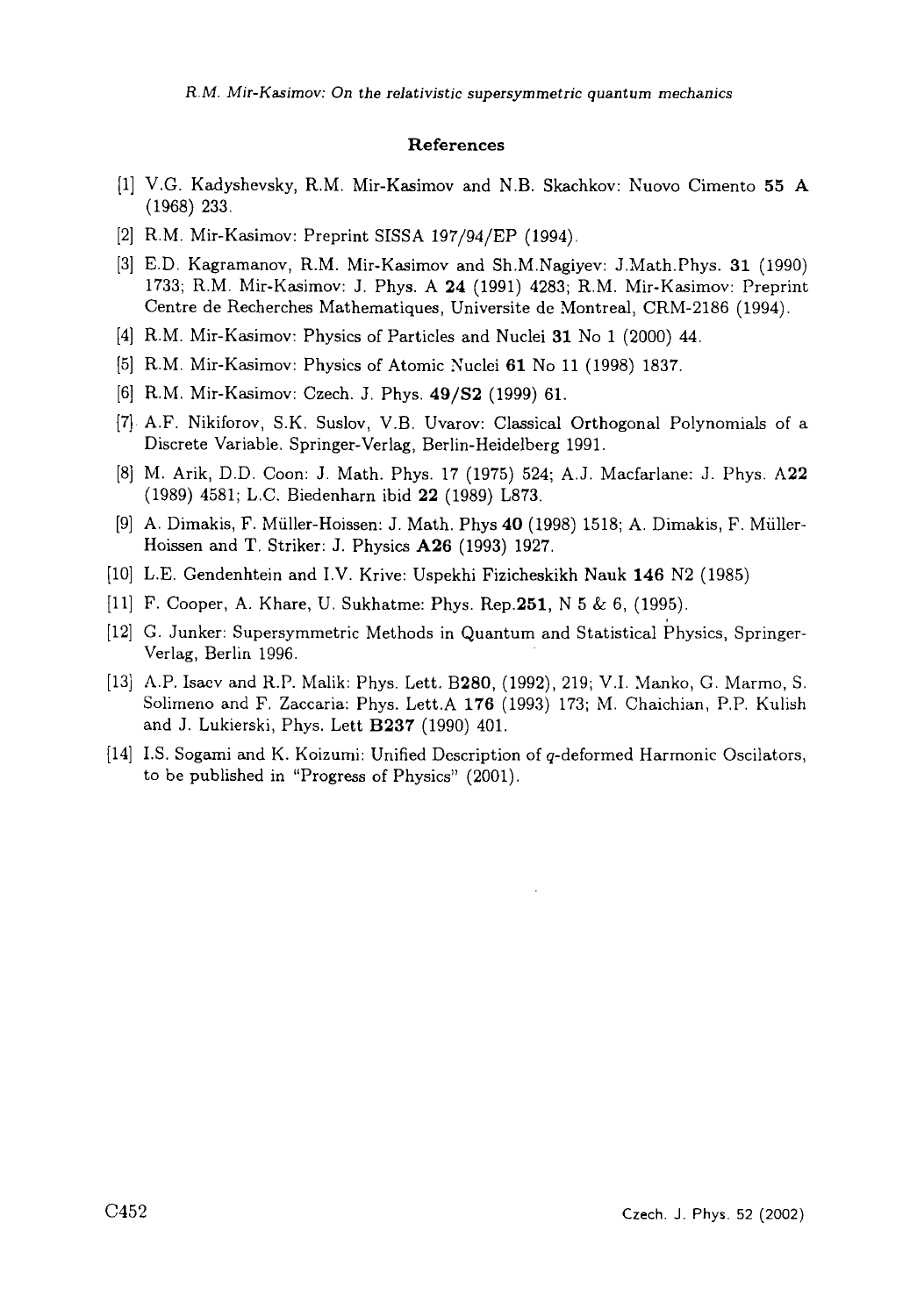## References

[1] V.G. Kadyshevsky, R.M. Mir-Kasimov and N.B. Skachkov: Nuovo Cimento **55 A** (1968) 233.

[2] R.M. Mir-Kasimov: Preprint SISSA 197/94/EP (1994).

[3] E.D. Kagramanov, R.M. Mir-Kasimov and Sh.M.Nagiyev: J.Math.Phys. **31** (1990) 1733; R.M. Mir-Kasimov: J. Phys. A **24** (1991) 4283; R.M. Mir-Kasimov: Preprint Centre de Recherches Mathematiques, Universite de Montreal, CRM-2186 (1994).

[4] R.M. Mir-Kasimov: Physics of Particles and Nuclei **31** No 1 (2000) 44.

[5] R.M. Mir-Kasimov: Physics of Atomic Nuclei **61** No 11 (1998) 1837.

[6] R.M. Mir-Kasimov: Czech. J. Phys. **49/S2** (1999) 61.

[7] A.F. Nikiforov, S.K. Suslov, V.B. Uvarov: Classical Orthogonal Polynomials of a Discrete Variable. Springer-Verlag, Berlin-Heidelberg 1991.

[8] M. Arik, D.D. Coon: J. Math. Phys. 17 (1975) 524; A.J. Macfarlane: J. Phys. A**22** (1989) 4581; L.C. Biedenharn ibid **22** (1989) L873.

[9] A. Dimakis, F. Müller-Hoissen: J. Math. Phys **40** (1998) 1518; A. Dimakis, F. Müller-Hoissen and T. Striker: J. Physics **A26** (1993) 1927.

[10] L.E. Gendenhtein and I.V. Krive: Uspekhi Fizicheskikh Nauk **146** N2 (1985)

[11] F. Cooper, A. Khare, U. Sukhatme: Phys. Rep.**251,** N 5 & 6, (1995).

[12] G. Junker: Supersymmetric Methods in Quantum and Statistical Physics, Springer-Verlag, Berlin 1996.

[13] A.P. Isaev and R.P. Malik: Phys. Lett. B**280**, (1992), 219; V.I. Manko, G. Marmo, S. Solimeno and F. Zaccaria: Phys. Lett.A **176** (1993) 173; M. Chaichian, P.P. Kulish and J. Lukierski, Phys. Lett **B237** (1990) 401.

[14] I.S. Sogami and K. Koizumi: Unified Description of $q$-deformed Harmonic Oscilators, to be published in "Progress of Physics" (2001).